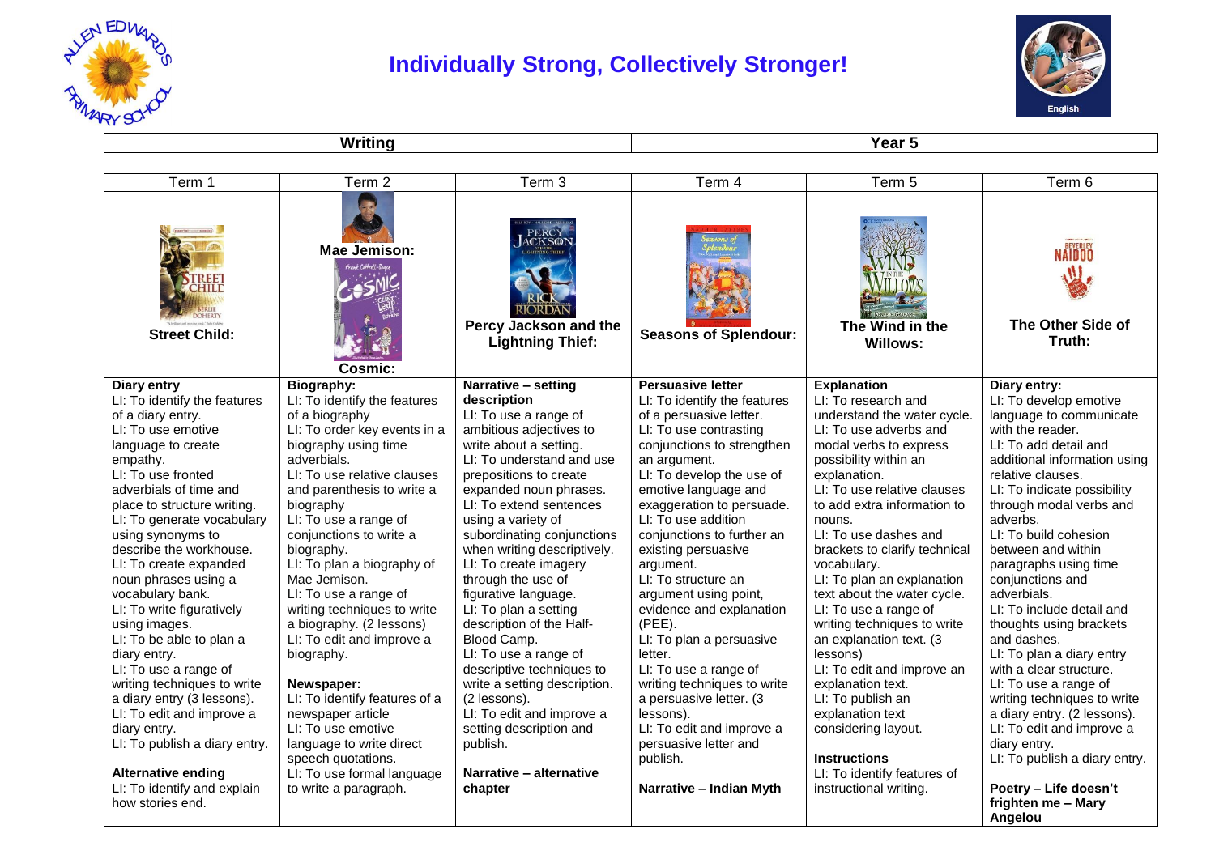# Individually Strong, Collectively Stronger!

| Writing | Year 5 |
|---|---|

| Term 1 | Term 2 | Term 3 | Term 4 | Term 5 | Term 6 |
|---|---|---|---|---|---|
| **Street Child:** | **Mae Jemison:** **Cosmic:** | **Percy Jackson and the Lightning Thief:** | **Seasons of Splendour:** | **The Wind in the Willows:** | **The Other Side of Truth:** |
| **Diary entry**<br>LI: To identify the features of a diary entry.<br>LI: To use emotive language to create empathy.<br>LI: To use fronted adverbials of time and place to structure writing.<br>LI: To generate vocabulary using synonyms to describe the workhouse.<br>LI: To create expanded noun phrases using a vocabulary bank.<br>LI: To write figuratively using images.<br>LI: To be able to plan a diary entry.<br>LI: To use a range of writing techniques to write a diary entry (3 lessons).<br>LI: To edit and improve a diary entry.<br>LI: To publish a diary entry.<br><br>**Alternative ending**<br>LI: To identify and explain how stories end. | **Biography:**<br>LI: To identify the features of a biography<br>LI: To order key events in a biography using time adverbials.<br>LI: To use relative clauses and parenthesis to write a biography<br>LI: To use a range of conjunctions to write a biography.<br>LI: To plan a biography of Mae Jemison.<br>LI: To use a range of writing techniques to write a biography. (2 lessons)<br>LI: To edit and improve a biography.<br><br>**Newspaper:**<br>LI: To identify features of a newspaper article<br>LI: To use emotive language to write direct speech quotations.<br>LI: To use formal language to write a paragraph. | **Narrative – setting description**<br>LI: To use a range of ambitious adjectives to write about a setting.<br>LI: To understand and use prepositions to create expanded noun phrases.<br>LI: To extend sentences using a variety of subordinating conjunctions when writing descriptively.<br>LI: To create imagery through the use of figurative language.<br>LI: To plan a setting description of the Half-Blood Camp.<br>LI: To use a range of descriptive techniques to write a setting description. (2 lessons).<br>LI: To edit and improve a setting description and publish.<br><br>**Narrative – alternative chapter** | **Persuasive letter**<br>LI: To identify the features of a persuasive letter.<br>LI: To use contrasting conjunctions to strengthen an argument.<br>LI: To develop the use of emotive language and exaggeration to persuade.<br>LI: To use addition conjunctions to further an existing persuasive argument.<br>LI: To structure an argument using point, evidence and explanation (PEE).<br>LI: To plan a persuasive letter.<br>LI: To use a range of writing techniques to write a persuasive letter. (3 lessons).<br>LI: To edit and improve a persuasive letter and publish.<br><br>**Narrative – Indian Myth** | **Explanation**<br>LI: To research and understand the water cycle.<br>LI: To use adverbs and modal verbs to express possibility within an explanation.<br>LI: To use relative clauses to add extra information to nouns.<br>LI: To use dashes and brackets to clarify technical vocabulary.<br>LI: To plan an explanation text about the water cycle.<br>LI: To use a range of writing techniques to write an explanation text. (3 lessons)<br>LI: To edit and improve an explanation text.<br>LI: To publish an explanation text considering layout.<br><br>**Instructions**<br>LI: To identify features of instructional writing. | **Diary entry:**<br>LI: To develop emotive language to communicate with the reader.<br>LI: To add detail and additional information using relative clauses.<br>LI: To indicate possibility through modal verbs and adverbs.<br>LI: To build cohesion between and within paragraphs using time conjunctions and adverbials.<br>LI: To include detail and thoughts using brackets and dashes.<br>LI: To plan a diary entry with a clear structure.<br>LI: To use a range of writing techniques to write a diary entry. (2 lessons).<br>LI: To edit and improve a diary entry.<br>LI: To publish a diary entry.<br><br>**Poetry – Life doesn't frighten me – Mary Angelou** |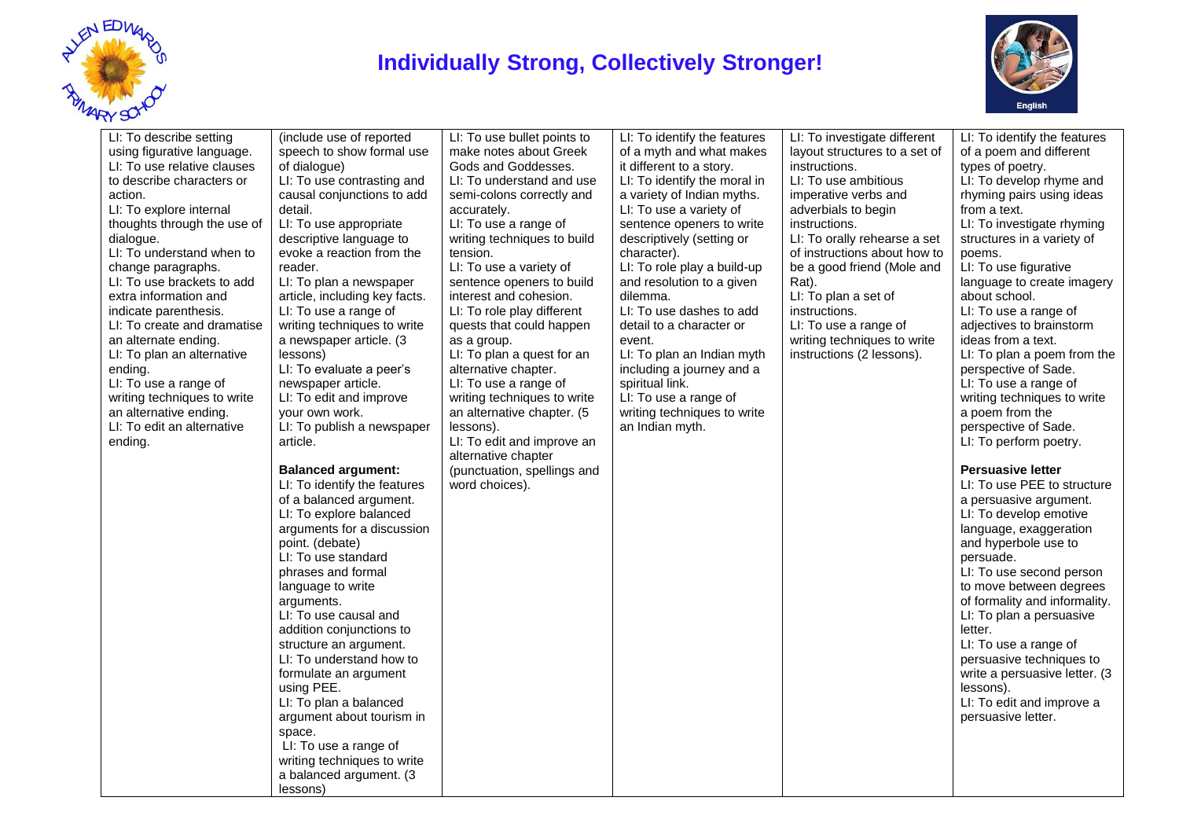# Individually Strong, Collectively Stronger!

| | | | | | |
|---|---|---|---|---|---|
| LI: To describe setting using figurative language.<br>LI: To use relative clauses to describe characters or action.<br>LI: To explore internal thoughts through the use of dialogue.<br>LI: To understand when to change paragraphs.<br>LI: To use brackets to add extra information and indicate parenthesis.<br>LI: To create and dramatise an alternate ending.<br>LI: To plan an alternative ending.<br>LI: To use a range of writing techniques to write an alternative ending.<br>LI: To edit an alternative ending. | (include use of reported speech to show formal use of dialogue)<br>LI: To use contrasting and causal conjunctions to add detail.<br>LI: To use appropriate descriptive language to evoke a reaction from the reader.<br>LI: To plan a newspaper article, including key facts.<br>LI: To use a range of writing techniques to write a newspaper article. (3 lessons)<br>LI: To evaluate a peer's newspaper article.<br>LI: To edit and improve your own work.<br>LI: To publish a newspaper article.<br><br>**Balanced argument:**<br>LI: To identify the features of a balanced argument.<br>LI: To explore balanced arguments for a discussion point. (debate)<br>LI: To use standard phrases and formal language to write arguments.<br>LI: To use causal and addition conjunctions to structure an argument.<br>LI: To understand how to formulate an argument using PEE.<br>LI: To plan a balanced argument about tourism in space.<br>LI: To use a range of writing techniques to write a balanced argument. (3 lessons) | LI: To use bullet points to make notes about Greek Gods and Goddesses.<br>LI: To understand and use semi-colons correctly and accurately.<br>LI: To use a range of writing techniques to build tension.<br>LI: To use a variety of sentence openers to build interest and cohesion.<br>LI: To role play different quests that could happen as a group.<br>LI: To plan a quest for an alternative chapter.<br>LI: To use a range of writing techniques to write an alternative chapter. (5 lessons).<br>LI: To edit and improve an alternative chapter (punctuation, spellings and word choices). | LI: To identify the features of a myth and what makes it different to a story.<br>LI: To identify the moral in a variety of Indian myths.<br>LI: To use a variety of sentence openers to write descriptively (setting or character).<br>LI: To role play a build-up and resolution to a given dilemma.<br>LI: To use dashes to add detail to a character or event.<br>LI: To plan an Indian myth including a journey and a spiritual link.<br>LI: To use a range of writing techniques to write an Indian myth. | LI: To investigate different layout structures to a set of instructions.<br>LI: To use ambitious imperative verbs and adverbials to begin instructions.<br>LI: To orally rehearse a set of instructions about how to be a good friend (Mole and Rat).<br>LI: To plan a set of instructions.<br>LI: To use a range of writing techniques to write instructions (2 lessons). | LI: To identify the features of a poem and different types of poetry.<br>LI: To develop rhyme and rhyming pairs using ideas from a text.<br>LI: To investigate rhyming structures in a variety of poems.<br>LI: To use figurative language to create imagery about school.<br>LI: To use a range of adjectives to brainstorm ideas from a text.<br>LI: To plan a poem from the perspective of Sade.<br>LI: To use a range of writing techniques to write a poem from the perspective of Sade.<br>LI: To perform poetry.<br><br>**Persuasive letter**<br>LI: To use PEE to structure a persuasive argument.<br>LI: To develop emotive language, exaggeration and hyperbole use to persuade.<br>LI: To use second person to move between degrees of formality and informality.<br>LI: To plan a persuasive letter.<br>LI: To use a range of persuasive techniques to write a persuasive letter. (3 lessons).<br>LI: To edit and improve a persuasive letter. |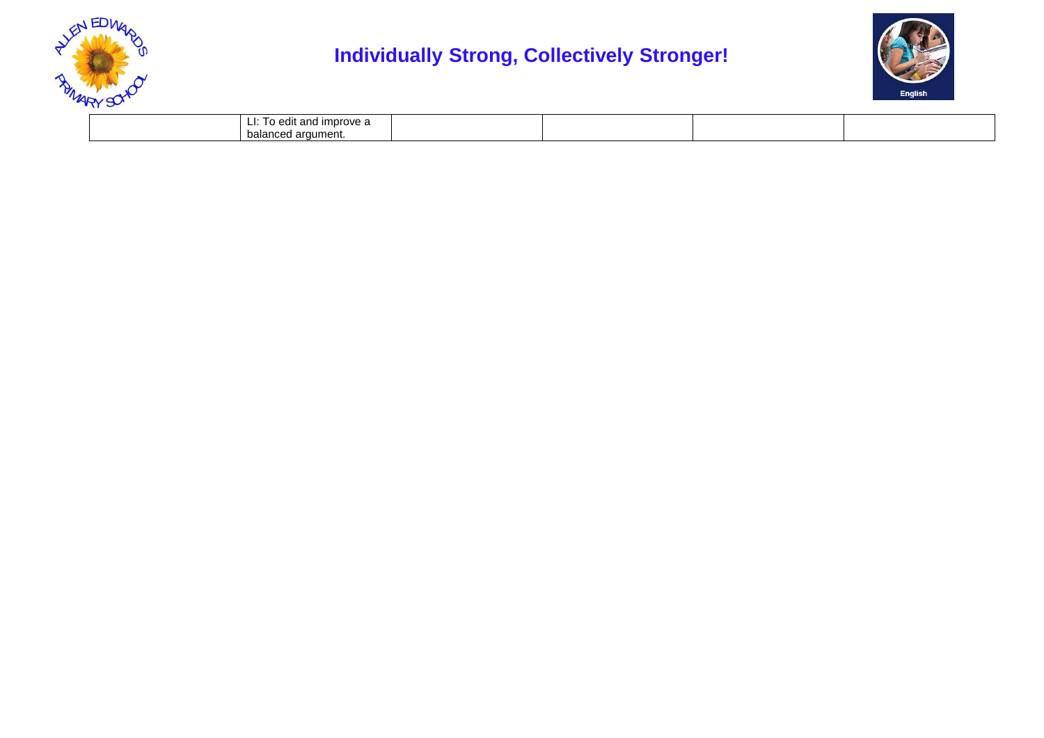| | | | | | |
|---|---|---|---|---|---|
| | LI: To edit and improve a balanced argument. | | | | |